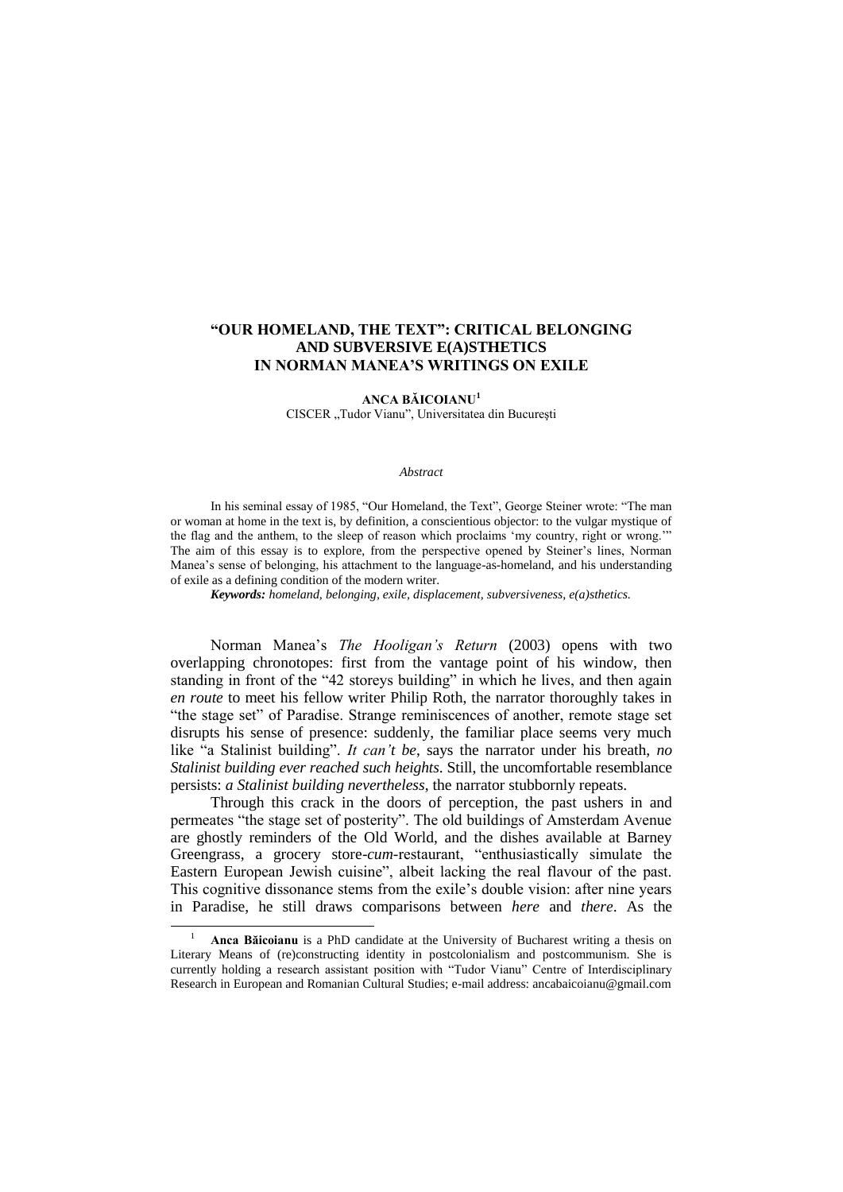# "OUR HOMELAND, THE TEXT": CRITICAL BELONGING AND SUBVERSIVE E(A)STHETICS IN NORMAN MANEA'S WRITINGS ON EXILE

**ANCA BĂICOIANU**[1]

CISCER „Tudor Vianu", Universitatea din București

*Abstract*

In his seminal essay of 1985, "Our Homeland, the Text", George Steiner wrote: "The man or woman at home in the text is, by definition, a conscientious objector: to the vulgar mystique of the flag and the anthem, to the sleep of reason which proclaims 'my country, right or wrong.'" The aim of this essay is to explore, from the perspective opened by Steiner's lines, Norman Manea's sense of belonging, his attachment to the language-as-homeland, and his understanding of exile as a defining condition of the modern writer.

***Keywords:*** *homeland, belonging, exile, displacement, subversiveness, e(a)sthetics.*

Norman Manea's *The Hooligan's Return* (2003) opens with two overlapping chronotopes: first from the vantage point of his window, then standing in front of the "42 storeys building" in which he lives, and then again *en route* to meet his fellow writer Philip Roth, the narrator thoroughly takes in "the stage set" of Paradise. Strange reminiscences of another, remote stage set disrupts his sense of presence: suddenly, the familiar place seems very much like "a Stalinist building". *It can't be*, says the narrator under his breath, *no Stalinist building ever reached such heights*. Still, the uncomfortable resemblance persists: ***a** Stalinist building nevertheless*, the narrator stubbornly repeats.

Through this crack in the doors of perception, the past ushers in and permeates "the stage set of posterity". The old buildings of Amsterdam Avenue are ghostly reminders of the Old World, and the dishes available at Barney Greengrass, a grocery store-*cum*-restaurant, "enthusiastically simulate the Eastern European Jewish cuisine", albeit lacking the real flavour of the past. This cognitive dissonance stems from the exile's double vision: after nine years in Paradise, he still draws comparisons between *here* and *there*. As the

---

[1] **Anca Băicoianu** is a PhD candidate at the University of Bucharest writing a thesis on Literary Means of (re)constructing identity in postcolonialism and postcommunism. She is currently holding a research assistant position with "Tudor Vianu" Centre of Interdisciplinary Research in European and Romanian Cultural Studies; e-mail address: ancabaicoianu@gmail.com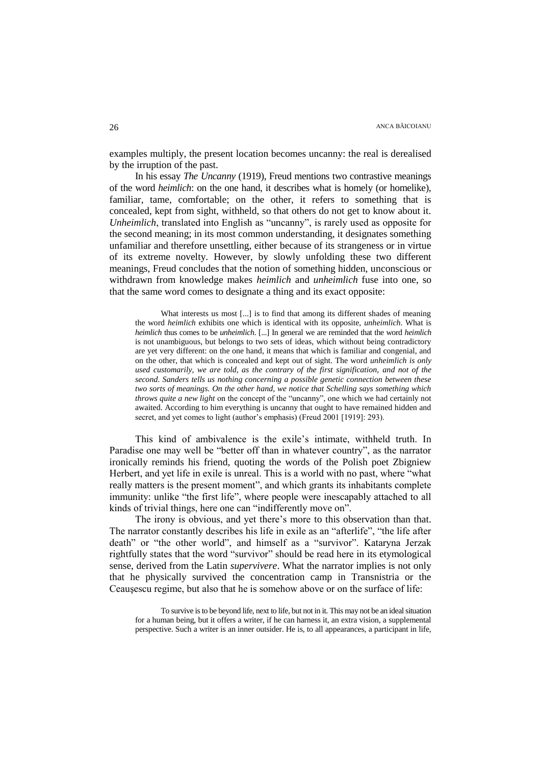examples multiply, the present location becomes uncanny: the real is derealised by the irruption of the past.

In his essay *The Uncanny* (1919), Freud mentions two contrastive meanings of the word *heimlich*: on the one hand, it describes what is homely (or homelike), familiar, tame, comfortable; on the other, it refers to something that is concealed, kept from sight, withheld, so that others do not get to know about it. *Unheimlich*, translated into English as "uncanny", is rarely used as opposite for the second meaning; in its most common understanding, it designates something unfamiliar and therefore unsettling, either because of its strangeness or in virtue of its extreme novelty. However, by slowly unfolding these two different meanings, Freud concludes that the notion of something hidden, unconscious or withdrawn from knowledge makes *heimlich* and *unheimlich* fuse into one, so that the same word comes to designate a thing and its exact opposite:

> What interests us most [...] is to find that among its different shades of meaning the word *heimlich* exhibits one which is identical with its opposite, *unheimlich*. What is *heimlich* thus comes to be *unheimlich*. [...] In general we are reminded that the word *heimlich* is not unambiguous, but belongs to two sets of ideas, which without being contradictory are yet very different: on the one hand, it means that which is familiar and congenial, and on the other, that which is concealed and kept out of sight. The word *unheimlich is only used customarily, we are told, as the contrary of the first signification, and not of the second. Sanders tells us nothing concerning a possible genetic connection between these two sorts of meanings. On the other hand, we notice that Schelling says something which throws quite a new light* on the concept of the "uncanny", one which we had certainly not awaited. According to him everything is uncanny that ought to have remained hidden and secret, and yet comes to light (author's emphasis) (Freud 2001 [1919]: 293).

This kind of ambivalence is the exile's intimate, withheld truth. In Paradise one may well be "better off than in whatever country", as the narrator ironically reminds his friend, quoting the words of the Polish poet Zbigniew Herbert, and yet life in exile is unreal. This is a world with no past, where "what really matters is the present moment", and which grants its inhabitants complete immunity: unlike "the first life", where people were inescapably attached to all kinds of trivial things, here one can "indifferently move on".

The irony is obvious, and yet there's more to this observation than that. The narrator constantly describes his life in exile as an "afterlife", "the life after death" or "the other world", and himself as a "survivor". Kataryna Jerzak rightfully states that the word "survivor" should be read here in its etymological sense, derived from the Latin *supervivere*. What the narrator implies is not only that he physically survived the concentration camp in Transnistria or the Ceauşescu regime, but also that he is somehow above or on the surface of life:

> To survive is to be beyond life, next to life, but not in it. This may not be an ideal situation for a human being, but it offers a writer, if he can harness it, an extra vision, a supplemental perspective. Such a writer is an inner outsider. He is, to all appearances, a participant in life,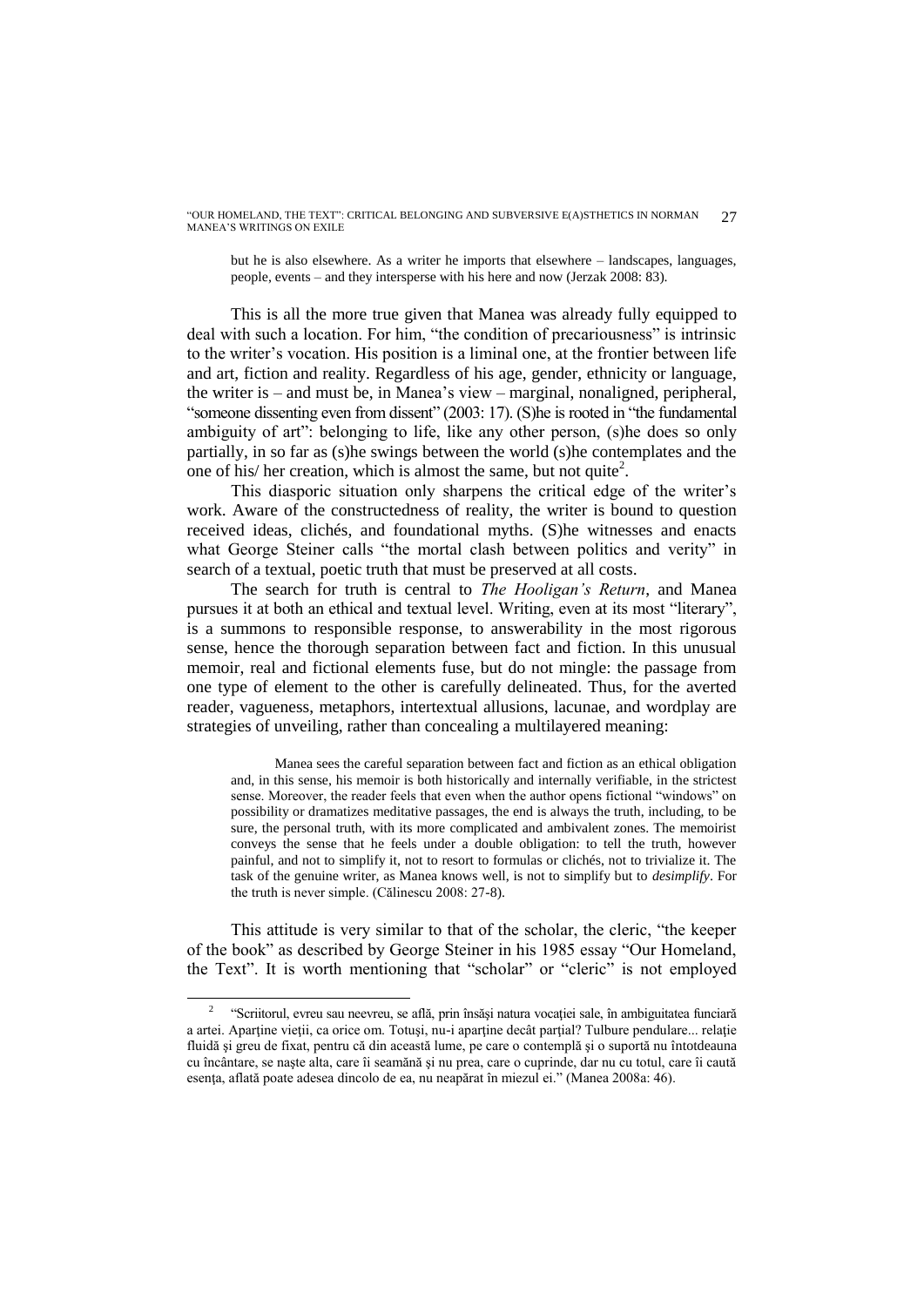> but he is also elsewhere. As a writer he imports that elsewhere – landscapes, languages, people, events – and they intersperse with his here and now (Jerzak 2008: 83).

This is all the more true given that Manea was already fully equipped to deal with such a location. For him, "the condition of precariousness" is intrinsic to the writer's vocation. His position is a liminal one, at the frontier between life and art, fiction and reality. Regardless of his age, gender, ethnicity or language, the writer is – and must be, in Manea's view – marginal, nonaligned, peripheral, "someone dissenting even from dissent" (2003: 17). (S)he is rooted in "the fundamental ambiguity of art": belonging to life, like any other person, (s)he does so only partially, in so far as (s)he swings between the world (s)he contemplates and the one of his/ her creation, which is almost the same, but not quite[2].

This diasporic situation only sharpens the critical edge of the writer's work. Aware of the constructedness of reality, the writer is bound to question received ideas, clichés, and foundational myths. (S)he witnesses and enacts what George Steiner calls "the mortal clash between politics and verity" in search of a textual, poetic truth that must be preserved at all costs.

The search for truth is central to *The Hooligan's Return*, and Manea pursues it at both an ethical and textual level. Writing, even at its most "literary", is a summons to responsible response, to answerability in the most rigorous sense, hence the thorough separation between fact and fiction. In this unusual memoir, real and fictional elements fuse, but do not mingle: the passage from one type of element to the other is carefully delineated. Thus, for the averted reader, vagueness, metaphors, intertextual allusions, lacunae, and wordplay are strategies of unveiling, rather than concealing a multilayered meaning:

> Manea sees the careful separation between fact and fiction as an ethical obligation and, in this sense, his memoir is both historically and internally verifiable, in the strictest sense. Moreover, the reader feels that even when the author opens fictional "windows" on possibility or dramatizes meditative passages, the end is always the truth, including, to be sure, the personal truth, with its more complicated and ambivalent zones. The memoirist conveys the sense that he feels under a double obligation: to tell the truth, however painful, and not to simplify it, not to resort to formulas or clichés, not to trivialize it. The task of the genuine writer, as Manea knows well, is not to simplify but to *desimplify*. For the truth is never simple. (Călinescu 2008: 27-8).

This attitude is very similar to that of the scholar, the cleric, "the keeper of the book" as described by George Steiner in his 1985 essay "Our Homeland, the Text". It is worth mentioning that "scholar" or "cleric" is not employed

---

[2] "Scriitorul, evreu sau neevreu, se află, prin însăşi natura vocaţiei sale, în ambiguitatea funciară a artei. Aparţine vieţii, ca orice om. Totuşi, nu-i aparţine decât parţial? Tulbure pendulare... relaţie fluidă şi greu de fixat, pentru că din această lume, pe care o contemplă şi o suportă nu întotdeauna cu încântare, se naşte alta, care îi seamănă şi nu prea, care o cuprinde, dar nu cu totul, care îi caută esenţa, aflată poate adesea dincolo de ea, nu neapărat în miezul ei." (Manea 2008a: 46).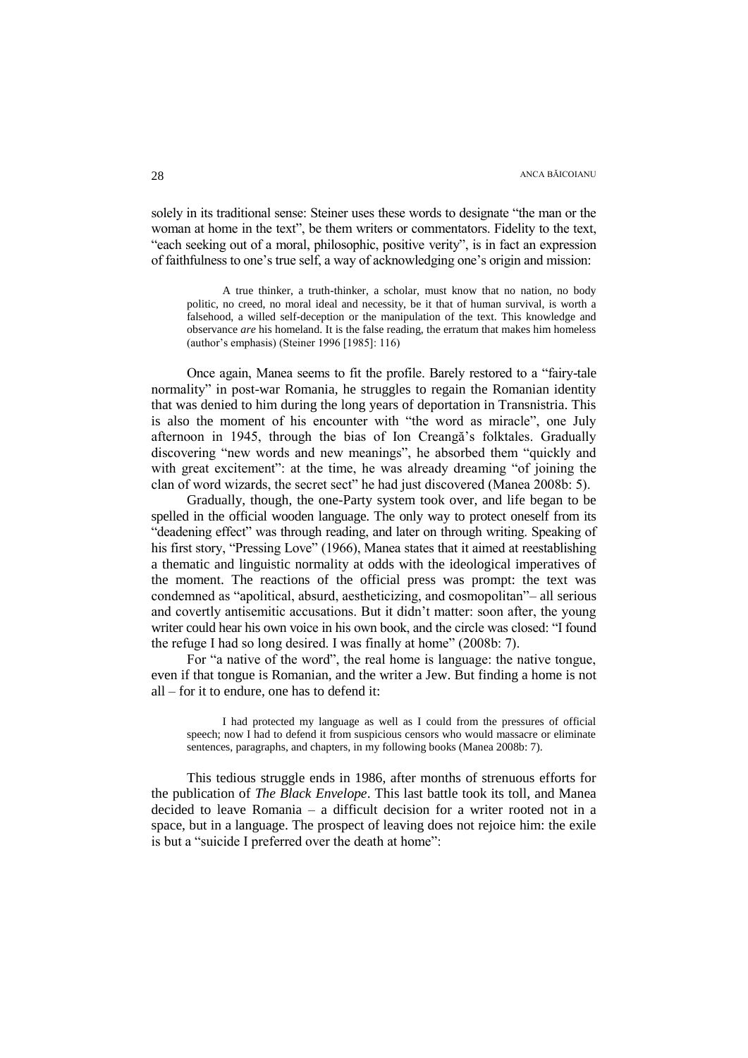solely in its traditional sense: Steiner uses these words to designate "the man or the woman at home in the text", be them writers or commentators. Fidelity to the text, "each seeking out of a moral, philosophic, positive verity", is in fact an expression of faithfulness to one's true self, a way of acknowledging one's origin and mission:

> A true thinker, a truth-thinker, a scholar, must know that no nation, no body politic, no creed, no moral ideal and necessity, be it that of human survival, is worth a falsehood, a willed self-deception or the manipulation of the text. This knowledge and observance *are* his homeland. It is the false reading, the erratum that makes him homeless (author's emphasis) (Steiner 1996 [1985]: 116)

Once again, Manea seems to fit the profile. Barely restored to a "fairy-tale normality" in post-war Romania, he struggles to regain the Romanian identity that was denied to him during the long years of deportation in Transnistria. This is also the moment of his encounter with "the word as miracle", one July afternoon in 1945, through the bias of Ion Creangă's folktales. Gradually discovering "new words and new meanings", he absorbed them "quickly and with great excitement": at the time, he was already dreaming "of joining the clan of word wizards, the secret sect" he had just discovered (Manea 2008b: 5).

Gradually, though, the one-Party system took over, and life began to be spelled in the official wooden language. The only way to protect oneself from its "deadening effect" was through reading, and later on through writing. Speaking of his first story, "Pressing Love" (1966), Manea states that it aimed at reestablishing a thematic and linguistic normality at odds with the ideological imperatives of the moment. The reactions of the official press was prompt: the text was condemned as "apolitical, absurd, aestheticizing, and cosmopolitan"– all serious and covertly antisemitic accusations. But it didn't matter: soon after, the young writer could hear his own voice in his own book, and the circle was closed: "I found the refuge I had so long desired. I was finally at home" (2008b: 7).

For "a native of the word", the real home is language: the native tongue, even if that tongue is Romanian, and the writer a Jew. But finding a home is not all – for it to endure, one has to defend it:

> I had protected my language as well as I could from the pressures of official speech; now I had to defend it from suspicious censors who would massacre or eliminate sentences, paragraphs, and chapters, in my following books (Manea 2008b: 7).

This tedious struggle ends in 1986, after months of strenuous efforts for the publication of *The Black Envelope*. This last battle took its toll, and Manea decided to leave Romania – a difficult decision for a writer rooted not in a space, but in a language. The prospect of leaving does not rejoice him: the exile is but a "suicide I preferred over the death at home":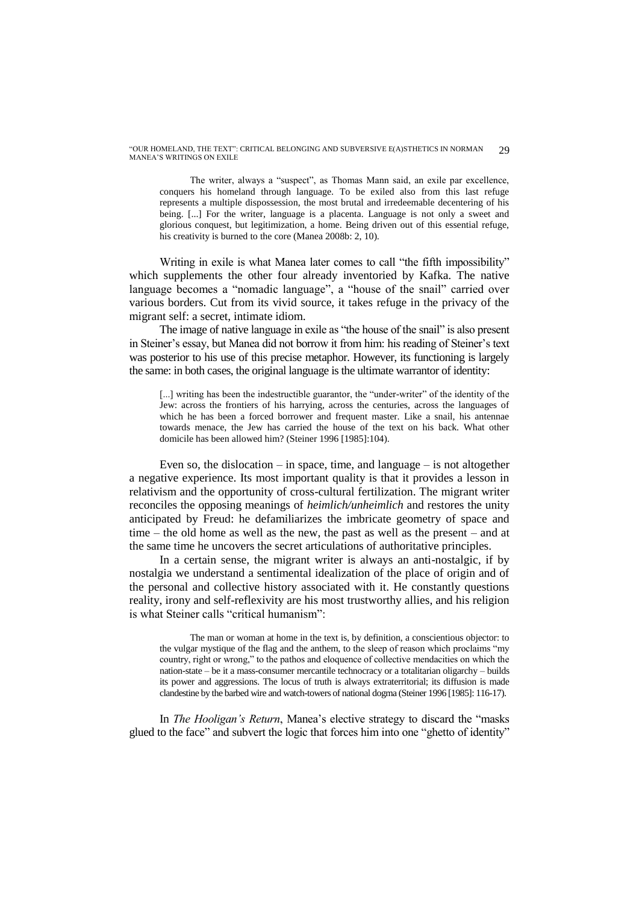> The writer, always a "suspect", as Thomas Mann said, an exile par excellence, conquers his homeland through language. To be exiled also from this last refuge represents a multiple dispossession, the most brutal and irredeemable decentering of his being. [...] For the writer, language is a placenta. Language is not only a sweet and glorious conquest, but legitimization, a home. Being driven out of this essential refuge, his creativity is burned to the core (Manea 2008b: 2, 10).

Writing in exile is what Manea later comes to call "the fifth impossibility" which supplements the other four already inventoried by Kafka. The native language becomes a "nomadic language", a "house of the snail" carried over various borders. Cut from its vivid source, it takes refuge in the privacy of the migrant self: a secret, intimate idiom.

The image of native language in exile as "the house of the snail" is also present in Steiner's essay, but Manea did not borrow it from him: his reading of Steiner's text was posterior to his use of this precise metaphor. However, its functioning is largely the same: in both cases, the original language is the ultimate warrantor of identity:

> [...] writing has been the indestructible guarantor, the "under-writer" of the identity of the Jew: across the frontiers of his harrying, across the centuries, across the languages of which he has been a forced borrower and frequent master. Like a snail, his antennae towards menace, the Jew has carried the house of the text on his back. What other domicile has been allowed him? (Steiner 1996 [1985]:104).

Even so, the dislocation – in space, time, and language – is not altogether a negative experience. Its most important quality is that it provides a lesson in relativism and the opportunity of cross-cultural fertilization. The migrant writer reconciles the opposing meanings of *heimlich/unheimlich* and restores the unity anticipated by Freud: he defamiliarizes the imbricate geometry of space and time – the old home as well as the new, the past as well as the present – and at the same time he uncovers the secret articulations of authoritative principles.

In a certain sense, the migrant writer is always an anti-nostalgic, if by nostalgia we understand a sentimental idealization of the place of origin and of the personal and collective history associated with it. He constantly questions reality, irony and self-reflexivity are his most trustworthy allies, and his religion is what Steiner calls "critical humanism":

> The man or woman at home in the text is, by definition, a conscientious objector: to the vulgar mystique of the flag and the anthem, to the sleep of reason which proclaims "my country, right or wrong," to the pathos and eloquence of collective mendacities on which the nation-state – be it a mass-consumer mercantile technocracy or a totalitarian oligarchy – builds its power and aggressions. The locus of truth is always extraterritorial; its diffusion is made clandestine by the barbed wire and watch-towers of national dogma (Steiner 1996 [1985]: 116-17).

In *The Hooligan's Return*, Manea's elective strategy to discard the "masks glued to the face" and subvert the logic that forces him into one "ghetto of identity"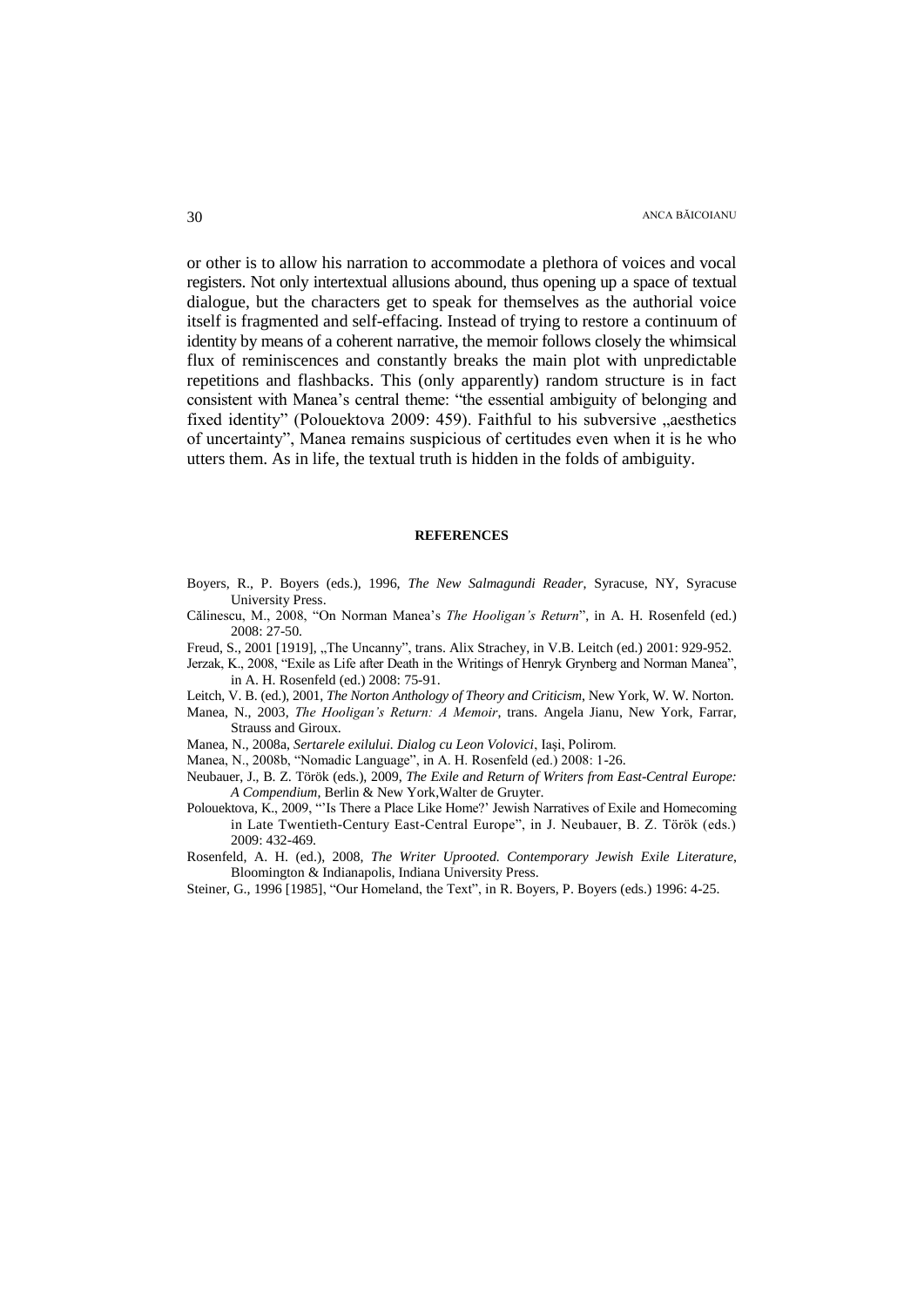or other is to allow his narration to accommodate a plethora of voices and vocal registers. Not only intertextual allusions abound, thus opening up a space of textual dialogue, but the characters get to speak for themselves as the authorial voice itself is fragmented and self-effacing. Instead of trying to restore a continuum of identity by means of a coherent narrative, the memoir follows closely the whimsical flux of reminiscences and constantly breaks the main plot with unpredictable repetitions and flashbacks. This (only apparently) random structure is in fact consistent with Manea's central theme: "the essential ambiguity of belonging and fixed identity" (Polouektova 2009: 459). Faithful to his subversive „aesthetics of uncertainty", Manea remains suspicious of certitudes even when it is he who utters them. As in life, the textual truth is hidden in the folds of ambiguity.

**REFERENCES**

Boyers, R., P. Boyers (eds.), 1996, *The New Salmagundi Reader*, Syracuse, NY, Syracuse University Press.

Călinescu, M., 2008, "On Norman Manea's *The Hooligan's Return*", in A. H. Rosenfeld (ed.) 2008: 27-50.

Freud, S., 2001 [1919], „The Uncanny", trans. Alix Strachey, in V.B. Leitch (ed.) 2001: 929-952.

Jerzak, K., 2008, "Exile as Life after Death in the Writings of Henryk Grynberg and Norman Manea", in A. H. Rosenfeld (ed.) 2008: 75-91.

Leitch, V. B. (ed.), 2001, *The Norton Anthology of Theory and Criticism*, New York, W. W. Norton.

Manea, N., 2003, *The Hooligan's Return: A Memoir*, trans. Angela Jianu, New York, Farrar, Strauss and Giroux.

Manea, N., 2008a, *Sertarele exilului. Dialog cu Leon Volovici*, Iaşi, Polirom.

Manea, N., 2008b, "Nomadic Language", in A. H. Rosenfeld (ed.) 2008: 1-26.

Neubauer, J., B. Z. Török (eds.), 2009, *The Exile and Return of Writers from East-Central Europe: A Compendium*, Berlin & New York,Walter de Gruyter.

Polouektova, K., 2009, "'Is There a Place Like Home?' Jewish Narratives of Exile and Homecoming in Late Twentieth-Century East-Central Europe", in J. Neubauer, B. Z. Török (eds.) 2009: 432-469.

Rosenfeld, A. H. (ed.), 2008, *The Writer Uprooted. Contemporary Jewish Exile Literature*, Bloomington & Indianapolis, Indiana University Press.

Steiner, G., 1996 [1985], "Our Homeland, the Text", in R. Boyers, P. Boyers (eds.) 1996: 4-25.